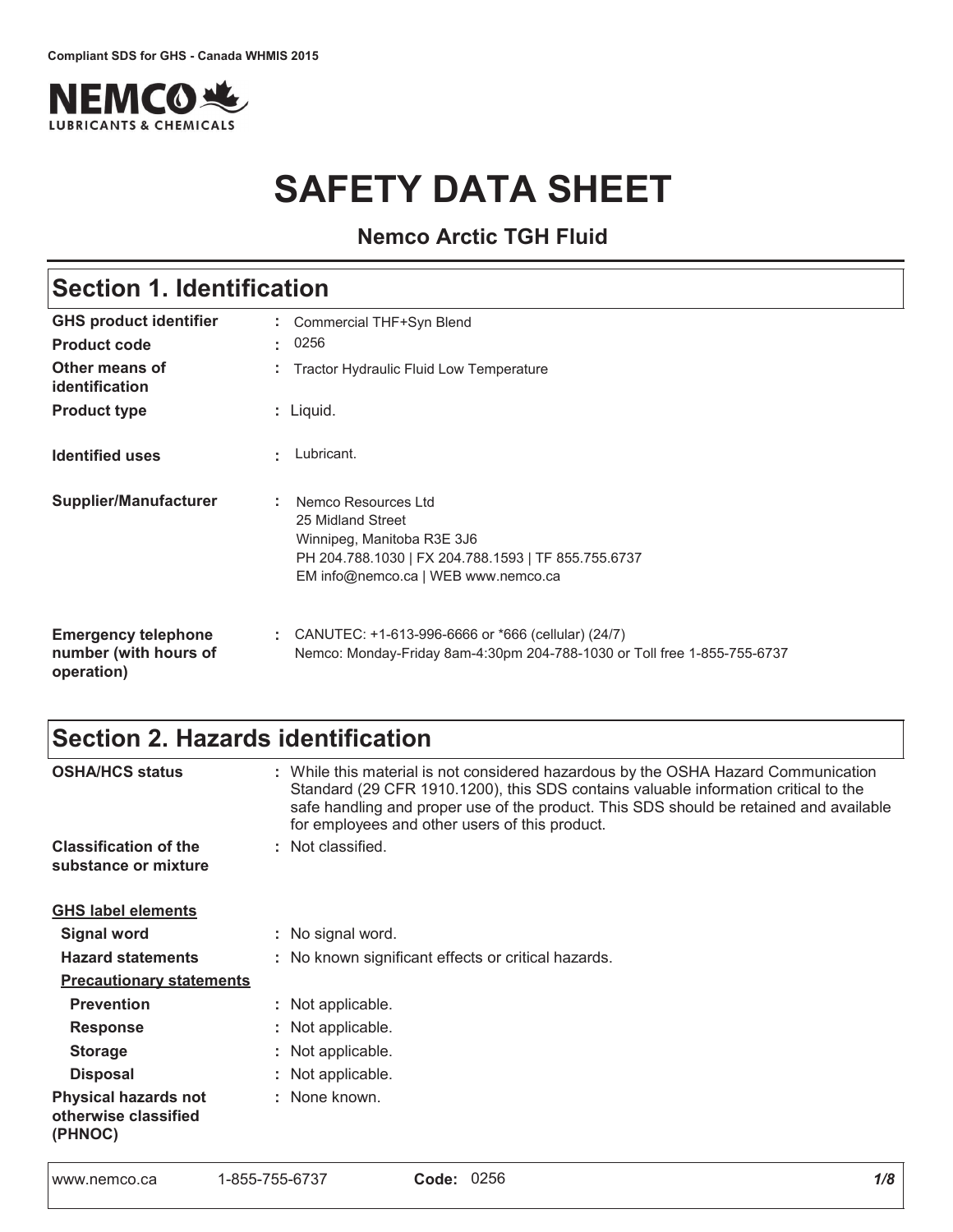Compliant SDS for GHS - Canada WHMIS 2015

# SAFETY DATA SHEET

### Nemco Arctic TGH Fluid

## Section 1. Identification

| | | |
|---|---|---|
| **GHS product identifier** | : | Commercial THF+Syn Blend |
| **Product code** | : | 0256 |
| **Other means of identification** | : | Tractor Hydraulic Fluid Low Temperature |
| **Product type** | : | Liquid. |
| **Identified uses** | : | Lubricant. |
| **Supplier/Manufacturer** | : | Nemco Resources Ltd<br>25 Midland Street<br>Winnipeg, Manitoba R3E 3J6<br>PH 204.788.1030 \| FX 204.788.1593 \| TF 855.755.6737<br>EM info@nemco.ca \| WEB www.nemco.ca |
| **Emergency telephone number (with hours of operation)** | : | CANUTEC: +1-613-996-6666 or *666 (cellular) (24/7)<br>Nemco: Monday-Friday 8am-4:30pm 204-788-1030 or Toll free 1-855-755-6737 |

## Section 2. Hazards identification

| | | |
|---|---|---|
| **OSHA/HCS status** | : | While this material is not considered hazardous by the OSHA Hazard Communication Standard (29 CFR 1910.1200), this SDS contains valuable information critical to the safe handling and proper use of the product. This SDS should be retained and available for employees and other users of this product. |
| **Classification of the substance or mixture** | : | Not classified. |

**GHS label elements**

| | | |
|---|---|---|
| **Signal word** | : | No signal word. |
| **Hazard statements** | : | No known significant effects or critical hazards. |

**Precautionary statements**

| | | |
|---|---|---|
| **Prevention** | : | Not applicable. |
| **Response** | : | Not applicable. |
| **Storage** | : | Not applicable. |
| **Disposal** | : | Not applicable. |
| **Physical hazards not otherwise classified (PHNOC)** | : | None known. |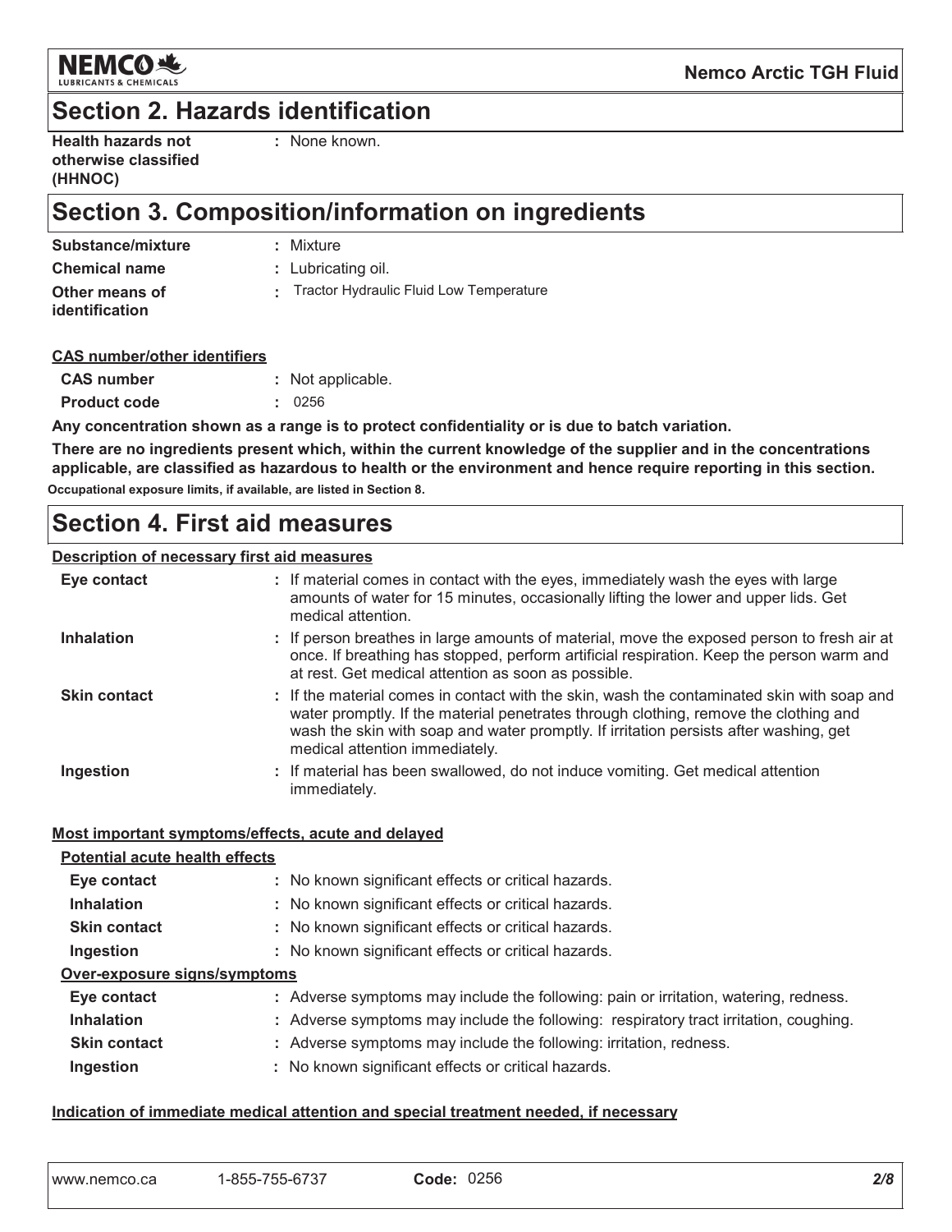## Section 2. Hazards identification

| | |
|---|---|
| **Health hazards not otherwise classified (HHNOC)** | : None known. |

## Section 3. Composition/information on ingredients

| | |
|---|---|
| **Substance/mixture** | : Mixture |
| **Chemical name** | : Lubricating oil. |
| **Other means of identification** | : Tractor Hydraulic Fluid Low Temperature |

**CAS number/other identifiers**

| | |
|---|---|
| **CAS number** | : Not applicable. |
| **Product code** | : 0256 |

**Any concentration shown as a range is to protect confidentiality or is due to batch variation.**

**There are no ingredients present which, within the current knowledge of the supplier and in the concentrations applicable, are classified as hazardous to health or the environment and hence require reporting in this section.**

**Occupational exposure limits, if available, are listed in Section 8.**

## Section 4. First aid measures

**Description of necessary first aid measures**

| | |
|---|---|
| **Eye contact** | : If material comes in contact with the eyes, immediately wash the eyes with large amounts of water for 15 minutes, occasionally lifting the lower and upper lids. Get medical attention. |
| **Inhalation** | : If person breathes in large amounts of material, move the exposed person to fresh air at once. If breathing has stopped, perform artificial respiration. Keep the person warm and at rest. Get medical attention as soon as possible. |
| **Skin contact** | : If the material comes in contact with the skin, wash the contaminated skin with soap and water promptly. If the material penetrates through clothing, remove the clothing and wash the skin with soap and water promptly. If irritation persists after washing, get medical attention immediately. |
| **Ingestion** | : If material has been swallowed, do not induce vomiting. Get medical attention immediately. |

**Most important symptoms/effects, acute and delayed**

**Potential acute health effects**

| | |
|---|---|
| **Eye contact** | : No known significant effects or critical hazards. |
| **Inhalation** | : No known significant effects or critical hazards. |
| **Skin contact** | : No known significant effects or critical hazards. |
| **Ingestion** | : No known significant effects or critical hazards. |

**Over-exposure signs/symptoms**

| | |
|---|---|
| **Eye contact** | : Adverse symptoms may include the following: pain or irritation, watering, redness. |
| **Inhalation** | : Adverse symptoms may include the following: respiratory tract irritation, coughing. |
| **Skin contact** | : Adverse symptoms may include the following: irritation, redness. |
| **Ingestion** | : No known significant effects or critical hazards. |

**Indication of immediate medical attention and special treatment needed, if necessary**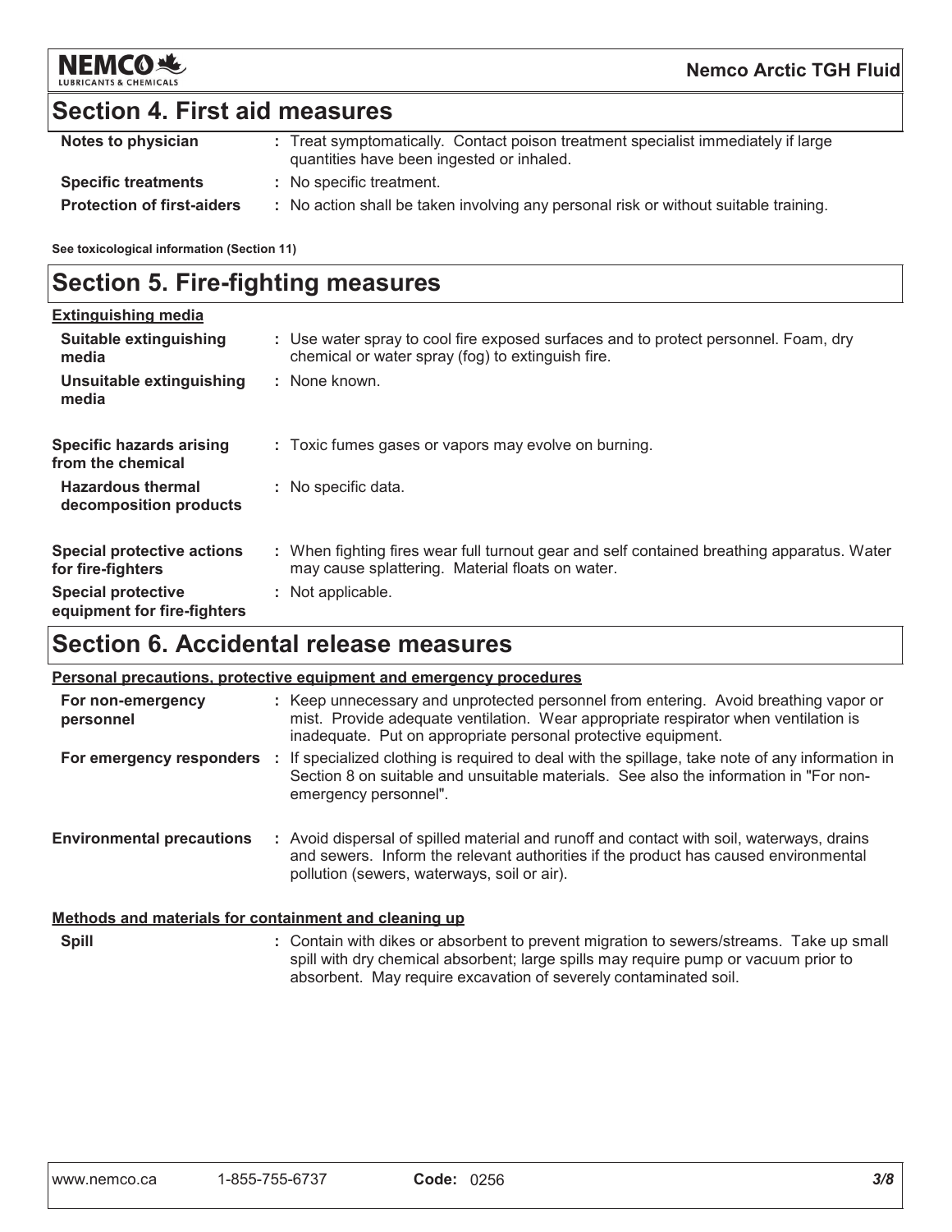## Section 4. First aid measures

| | |
|---|---|
| **Notes to physician** | : Treat symptomatically. Contact poison treatment specialist immediately if large quantities have been ingested or inhaled. |
| **Specific treatments** | : No specific treatment. |
| **Protection of first-aiders** | : No action shall be taken involving any personal risk or without suitable training. |

**See toxicological information (Section 11)**

## Section 5. Fire-fighting measures

**Extinguishing media**

| | |
|---|---|
| **Suitable extinguishing media** | : Use water spray to cool fire exposed surfaces and to protect personnel. Foam, dry chemical or water spray (fog) to extinguish fire. |
| **Unsuitable extinguishing media** | : None known. |
| **Specific hazards arising from the chemical** | : Toxic fumes gases or vapors may evolve on burning. |
| **Hazardous thermal decomposition products** | : No specific data. |
| **Special protective actions for fire-fighters** | : When fighting fires wear full turnout gear and self contained breathing apparatus. Water may cause splattering. Material floats on water. |
| **Special protective equipment for fire-fighters** | : Not applicable. |

## Section 6. Accidental release measures

**Personal precautions, protective equipment and emergency procedures**

| | |
|---|---|
| **For non-emergency personnel** | : Keep unnecessary and unprotected personnel from entering. Avoid breathing vapor or mist. Provide adequate ventilation. Wear appropriate respirator when ventilation is inadequate. Put on appropriate personal protective equipment. |
| **For emergency responders** | : If specialized clothing is required to deal with the spillage, take note of any information in Section 8 on suitable and unsuitable materials. See also the information in "For non-emergency personnel". |
| **Environmental precautions** | : Avoid dispersal of spilled material and runoff and contact with soil, waterways, drains and sewers. Inform the relevant authorities if the product has caused environmental pollution (sewers, waterways, soil or air). |

**Methods and materials for containment and cleaning up**

| | |
|---|---|
| **Spill** | : Contain with dikes or absorbent to prevent migration to sewers/streams. Take up small spill with dry chemical absorbent; large spills may require pump or vacuum prior to absorbent. May require excavation of severely contaminated soil. |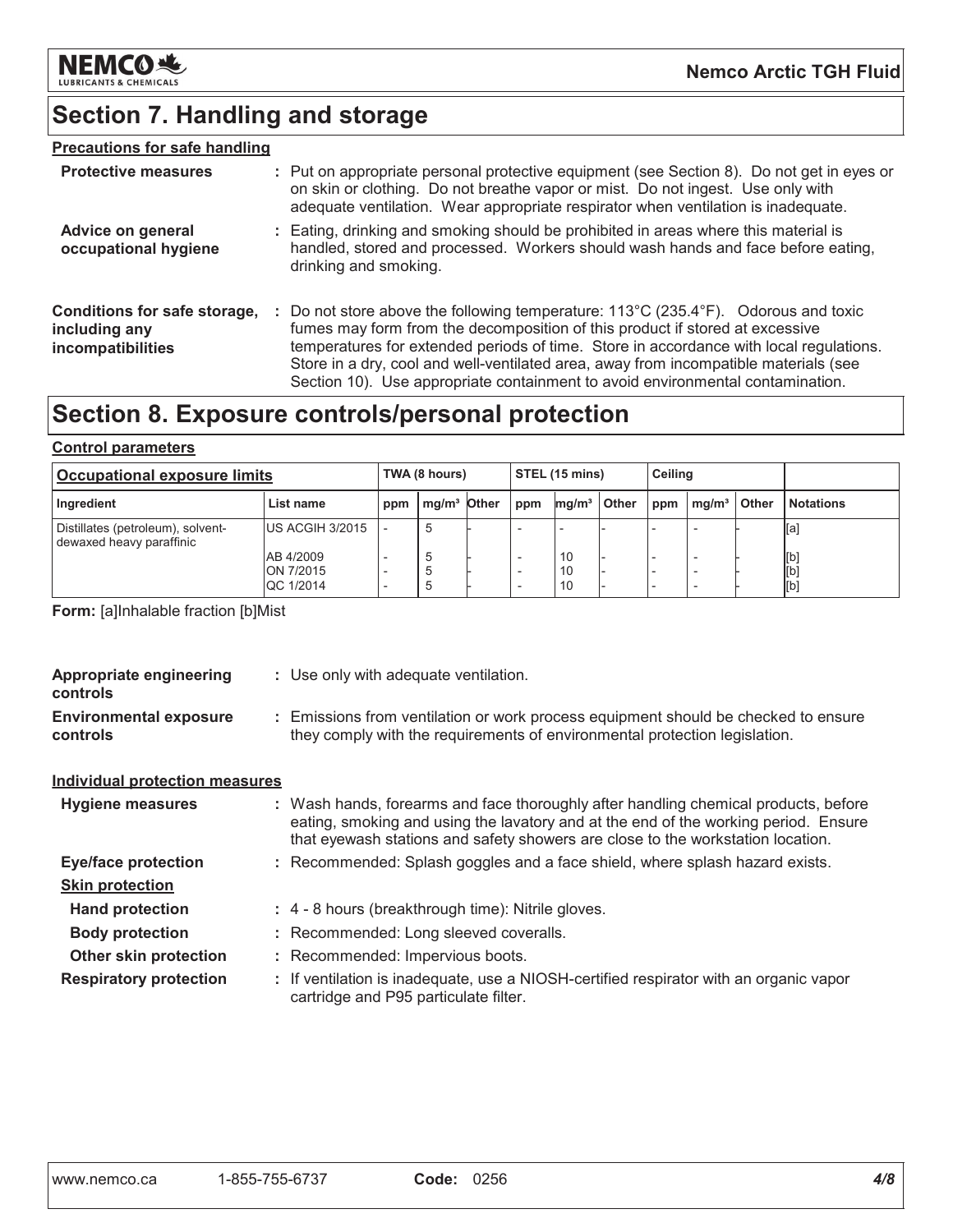## Section 7. Handling and storage

### Precautions for safe handling

**Protective measures** : Put on appropriate personal protective equipment (see Section 8). Do not get in eyes or on skin or clothing. Do not breathe vapor or mist. Do not ingest. Use only with adequate ventilation. Wear appropriate respirator when ventilation is inadequate.

**Advice on general occupational hygiene** : Eating, drinking and smoking should be prohibited in areas where this material is handled, stored and processed. Workers should wash hands and face before eating, drinking and smoking.

**Conditions for safe storage, including any incompatibilities** : Do not store above the following temperature: 113°C (235.4°F). Odorous and toxic fumes may form from the decomposition of this product if stored at excessive temperatures for extended periods of time. Store in accordance with local regulations. Store in a dry, cool and well-ventilated area, away from incompatible materials (see Section 10). Use appropriate containment to avoid environmental contamination.

## Section 8. Exposure controls/personal protection

### Control parameters

| Occupational exposure limits | | TWA (8 hours) | | | STEL (15 mins) | | | Ceiling | | | |
|---|---|---|---|---|---|---|---|---|---|---|---|
| Ingredient | List name | ppm | mg/m³ | Other | ppm | mg/m³ | Other | ppm | mg/m³ | Other | Notations |
| Distillates (petroleum), solvent-dewaxed heavy paraffinic | US ACGIH 3/2015 | - | 5 | - | - | - | - | - | - | - | [a] |
| | AB 4/2009 | - | 5 | - | - | 10 | - | - | - | - | [b] |
| | ON 7/2015 | - | 5 | - | - | 10 | - | - | - | - | [b] |
| | QC 1/2014 | - | 5 | - | - | 10 | - | - | - | - | [b] |

**Form:** [a]Inhalable fraction [b]Mist

**Appropriate engineering controls** : Use only with adequate ventilation.

**Environmental exposure controls** : Emissions from ventilation or work process equipment should be checked to ensure they comply with the requirements of environmental protection legislation.

### Individual protection measures

**Hygiene measures** : Wash hands, forearms and face thoroughly after handling chemical products, before eating, smoking and using the lavatory and at the end of the working period. Ensure that eyewash stations and safety showers are close to the workstation location.

**Eye/face protection** : Recommended: Splash goggles and a face shield, where splash hazard exists.

**Skin protection**

- **Hand protection** : 4 - 8 hours (breakthrough time): Nitrile gloves.
- **Body protection** : Recommended: Long sleeved coveralls.
- **Other skin protection** : Recommended: Impervious boots.

**Respiratory protection** : If ventilation is inadequate, use a NIOSH-certified respirator with an organic vapor cartridge and P95 particulate filter.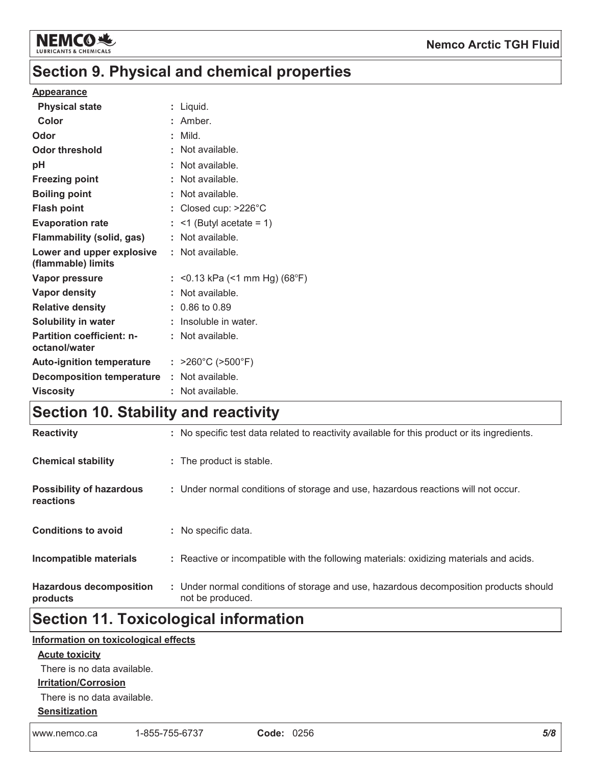## Section 9. Physical and chemical properties

**Appearance**

| | |
|---|---|
| **Physical state** | : Liquid. |
| **Color** | : Amber. |
| **Odor** | : Mild. |
| **Odor threshold** | : Not available. |
| **pH** | : Not available. |
| **Freezing point** | : Not available. |
| **Boiling point** | : Not available. |
| **Flash point** | : Closed cup: >226°C |
| **Evaporation rate** | : <1 (Butyl acetate = 1) |
| **Flammability (solid, gas)** | : Not available. |
| **Lower and upper explosive (flammable) limits** | : Not available. |
| **Vapor pressure** | : <0.13 kPa (<1 mm Hg) (68°F) |
| **Vapor density** | : Not available. |
| **Relative density** | : 0.86 to 0.89 |
| **Solubility in water** | : Insoluble in water. |
| **Partition coefficient: n-octanol/water** | : Not available. |
| **Auto-ignition temperature** | : >260°C (>500°F) |
| **Decomposition temperature** | : Not available. |
| **Viscosity** | : Not available. |

## Section 10. Stability and reactivity

| | |
|---|---|
| **Reactivity** | : No specific test data related to reactivity available for this product or its ingredients. |
| **Chemical stability** | : The product is stable. |
| **Possibility of hazardous reactions** | : Under normal conditions of storage and use, hazardous reactions will not occur. |
| **Conditions to avoid** | : No specific data. |
| **Incompatible materials** | : Reactive or incompatible with the following materials: oxidizing materials and acids. |
| **Hazardous decomposition products** | : Under normal conditions of storage and use, hazardous decomposition products should not be produced. |

## Section 11. Toxicological information

**Information on toxicological effects**

**Acute toxicity**

There is no data available.

**Irritation/Corrosion**

There is no data available.

**Sensitization**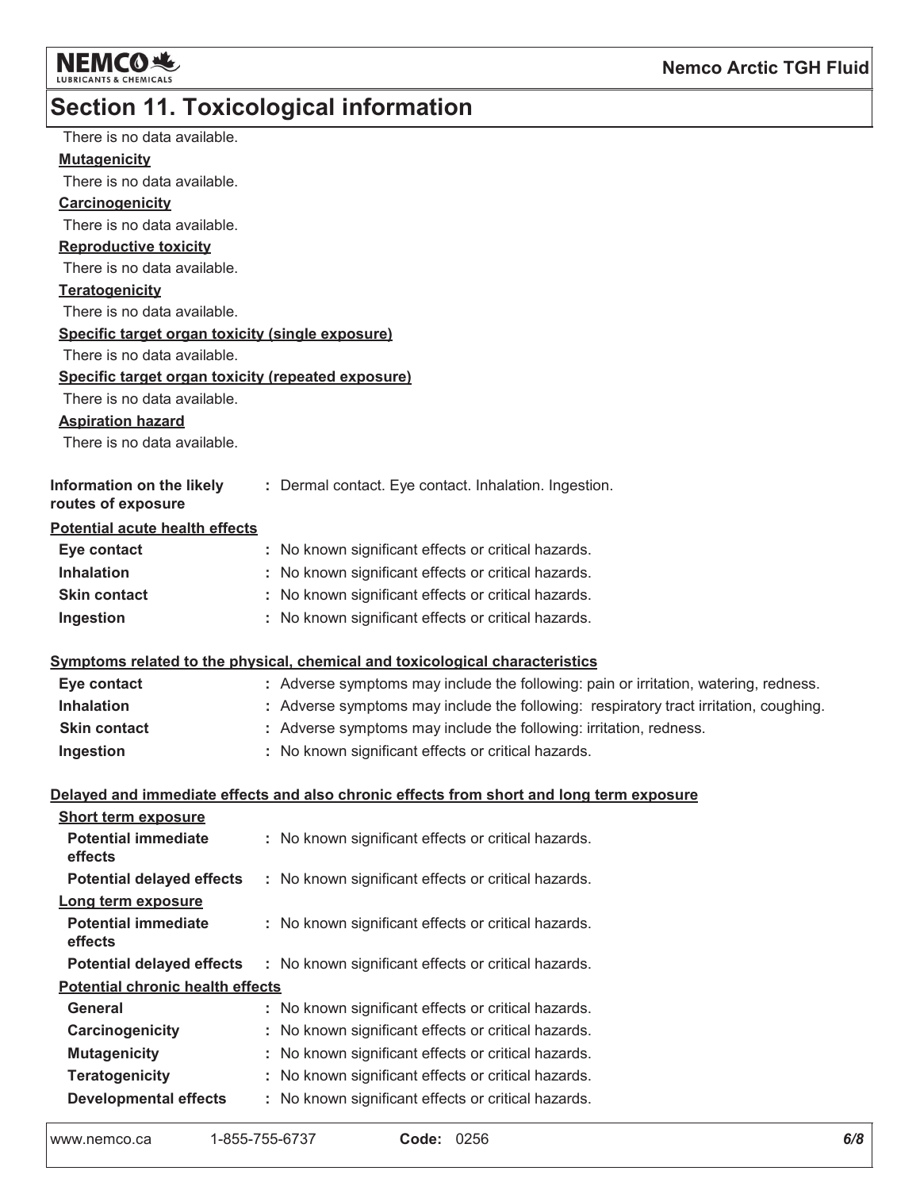## Section 11. Toxicological information

There is no data available.

**Mutagenicity**

There is no data available.

**Carcinogenicity**

There is no data available.

**Reproductive toxicity**

There is no data available.

**Teratogenicity**

There is no data available.

**Specific target organ toxicity (single exposure)**

There is no data available.

**Specific target organ toxicity (repeated exposure)**

There is no data available.

**Aspiration hazard**

There is no data available.

**Information on the likely routes of exposure** : Dermal contact. Eye contact. Inhalation. Ingestion.

**Potential acute health effects**

| | |
|---|---|
| **Eye contact** | : No known significant effects or critical hazards. |
| **Inhalation** | : No known significant effects or critical hazards. |
| **Skin contact** | : No known significant effects or critical hazards. |
| **Ingestion** | : No known significant effects or critical hazards. |

**Symptoms related to the physical, chemical and toxicological characteristics**

| | |
|---|---|
| **Eye contact** | : Adverse symptoms may include the following: pain or irritation, watering, redness. |
| **Inhalation** | : Adverse symptoms may include the following: respiratory tract irritation, coughing. |
| **Skin contact** | : Adverse symptoms may include the following: irritation, redness. |
| **Ingestion** | : No known significant effects or critical hazards. |

**Delayed and immediate effects and also chronic effects from short and long term exposure**

**Short term exposure**

| | |
|---|---|
| **Potential immediate effects** | : No known significant effects or critical hazards. |
| **Potential delayed effects** | : No known significant effects or critical hazards. |

**Long term exposure**

| | |
|---|---|
| **Potential immediate effects** | : No known significant effects or critical hazards. |
| **Potential delayed effects** | : No known significant effects or critical hazards. |

**Potential chronic health effects**

| | |
|---|---|
| **General** | : No known significant effects or critical hazards. |
| **Carcinogenicity** | : No known significant effects or critical hazards. |
| **Mutagenicity** | : No known significant effects or critical hazards. |
| **Teratogenicity** | : No known significant effects or critical hazards. |
| **Developmental effects** | : No known significant effects or critical hazards. |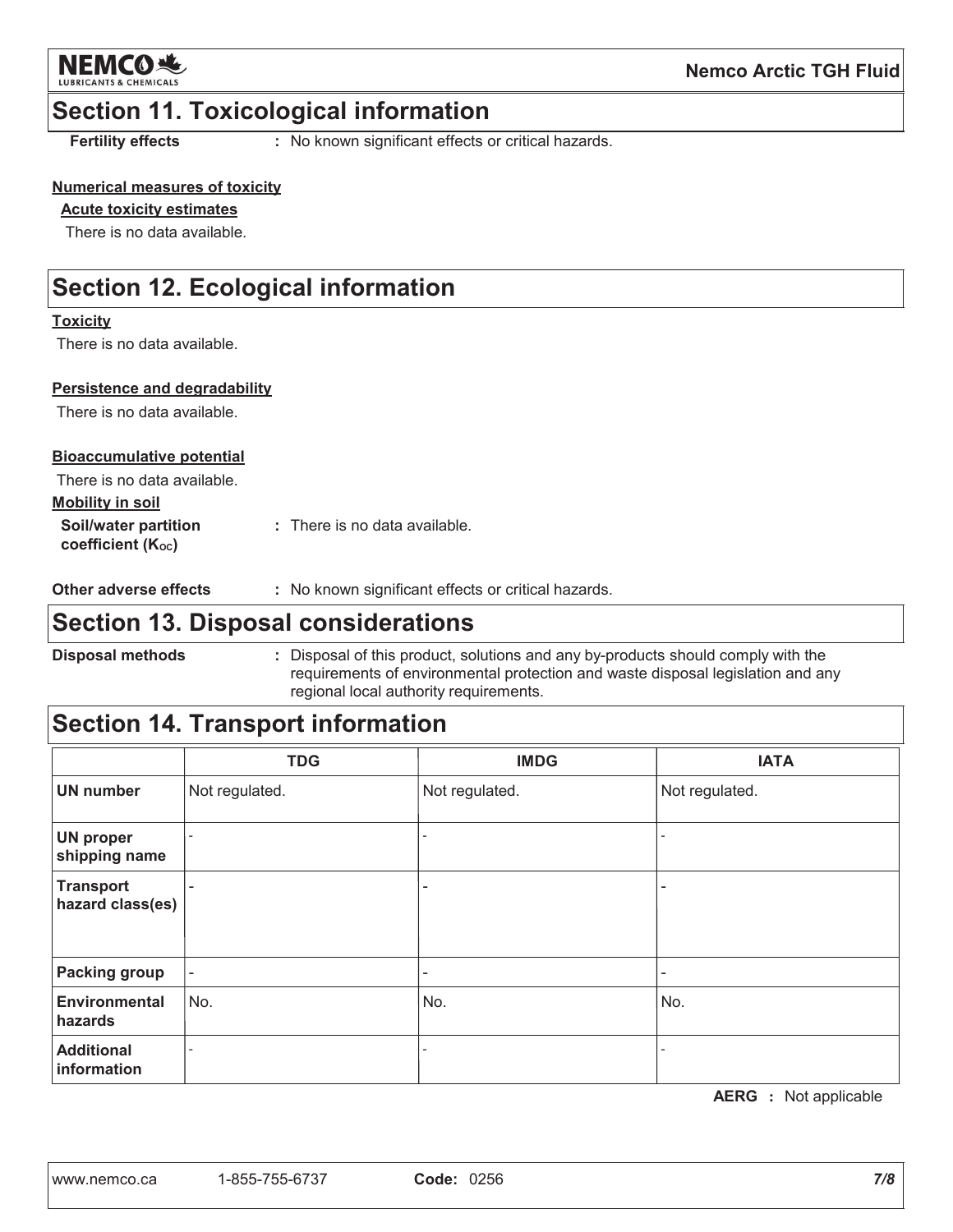## Section 11. Toxicological information

**Fertility effects** : No known significant effects or critical hazards.

**Numerical measures of toxicity**

**Acute toxicity estimates**

There is no data available.

## Section 12. Ecological information

**Toxicity**

There is no data available.

**Persistence and degradability**

There is no data available.

**Bioaccumulative potential**

There is no data available.

**Mobility in soil**

**Soil/water partition coefficient ($K_{OC}$)** : There is no data available.

**Other adverse effects** : No known significant effects or critical hazards.

## Section 13. Disposal considerations

**Disposal methods** : Disposal of this product, solutions and any by-products should comply with the requirements of environmental protection and waste disposal legislation and any regional local authority requirements.

## Section 14. Transport information

| | TDG | IMDG | IATA |
|---|---|---|---|
| **UN number** | Not regulated. | Not regulated. | Not regulated. |
| **UN proper shipping name** | - | - | - |
| **Transport hazard class(es)** | - | - | - |
| **Packing group** | - | - | - |
| **Environmental hazards** | No. | No. | No. |
| **Additional information** | - | - | - |

**AERG** : Not applicable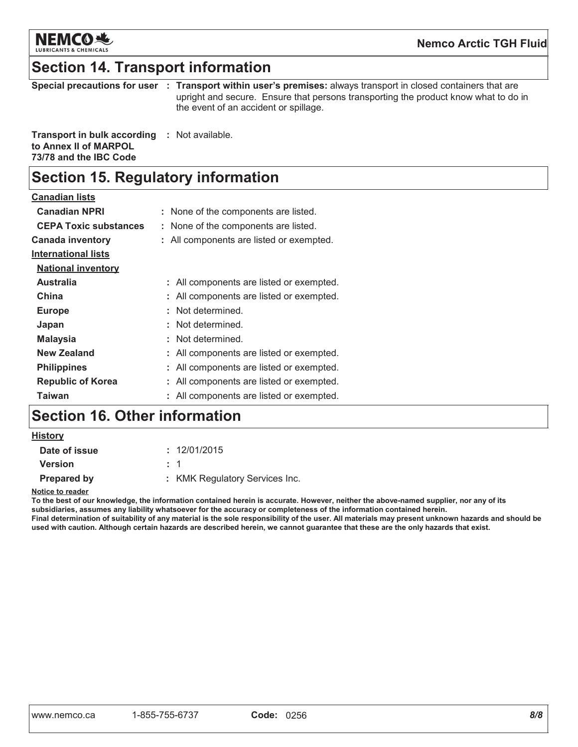## Section 14. Transport information

| | |
|---|---|
| **Special precautions for user** | **Transport within user's premises:** always transport in closed containers that are upright and secure. Ensure that persons transporting the product know what to do in the event of an accident or spillage. |
| **Transport in bulk according to Annex II of MARPOL 73/78 and the IBC Code** | Not available. |

## Section 15. Regulatory information

**Canadian lists**

| | |
|---|---|
| **Canadian NPRI** | None of the components are listed. |
| **CEPA Toxic substances** | None of the components are listed. |
| **Canada inventory** | All components are listed or exempted. |

**International lists**

**National inventory**

| | |
|---|---|
| **Australia** | All components are listed or exempted. |
| **China** | All components are listed or exempted. |
| **Europe** | Not determined. |
| **Japan** | Not determined. |
| **Malaysia** | Not determined. |
| **New Zealand** | All components are listed or exempted. |
| **Philippines** | All components are listed or exempted. |
| **Republic of Korea** | All components are listed or exempted. |
| **Taiwan** | All components are listed or exempted. |

## Section 16. Other information

**History**

| | |
|---|---|
| **Date of issue** | 12/01/2015 |
| **Version** | 1 |
| **Prepared by** | KMK Regulatory Services Inc. |

**Notice to reader**

**To the best of our knowledge, the information contained herein is accurate. However, neither the above-named supplier, nor any of its subsidiaries, assumes any liability whatsoever for the accuracy or completeness of the information contained herein.**
**Final determination of suitability of any material is the sole responsibility of the user. All materials may present unknown hazards and should be used with caution. Although certain hazards are described herein, we cannot guarantee that these are the only hazards that exist.**